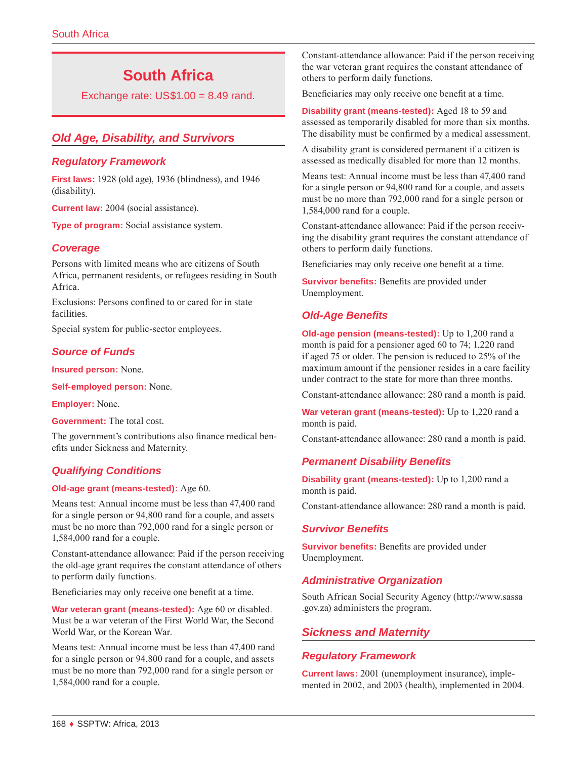# South Africa

Exchange rate: US$1.00 = 8.49 rand.

## Old Age, Disability, and Survivors

### Regulatory Framework

**First laws:** 1928 (old age), 1936 (blindness), and 1946 (disability).

**Current law:** 2004 (social assistance).

**Type of program:** Social assistance system.

### Coverage

Persons with limited means who are citizens of South Africa, permanent residents, or refugees residing in South Africa.

Exclusions: Persons confined to or cared for in state facilities.

Special system for public-sector employees.

### Source of Funds

**Insured person:** None.

**Self-employed person:** None.

**Employer:** None.

**Government:** The total cost.

The government's contributions also finance medical benefits under Sickness and Maternity.

### Qualifying Conditions

**Old-age grant (means-tested):** Age 60.

Means test: Annual income must be less than 47,400 rand for a single person or 94,800 rand for a couple, and assets must be no more than 792,000 rand for a single person or 1,584,000 rand for a couple.

Constant-attendance allowance: Paid if the person receiving the old-age grant requires the constant attendance of others to perform daily functions.

Beneficiaries may only receive one benefit at a time.

**War veteran grant (means-tested):** Age 60 or disabled. Must be a war veteran of the First World War, the Second World War, or the Korean War.

Means test: Annual income must be less than 47,400 rand for a single person or 94,800 rand for a couple, and assets must be no more than 792,000 rand for a single person or 1,584,000 rand for a couple.

Constant-attendance allowance: Paid if the person receiving the war veteran grant requires the constant attendance of others to perform daily functions.

Beneficiaries may only receive one benefit at a time.

**Disability grant (means-tested):** Aged 18 to 59 and assessed as temporarily disabled for more than six months. The disability must be confirmed by a medical assessment.

A disability grant is considered permanent if a citizen is assessed as medically disabled for more than 12 months.

Means test: Annual income must be less than 47,400 rand for a single person or 94,800 rand for a couple, and assets must be no more than 792,000 rand for a single person or 1,584,000 rand for a couple.

Constant-attendance allowance: Paid if the person receiving the disability grant requires the constant attendance of others to perform daily functions.

Beneficiaries may only receive one benefit at a time.

**Survivor benefits:** Benefits are provided under Unemployment.

### Old-Age Benefits

**Old-age pension (means-tested):** Up to 1,200 rand a month is paid for a pensioner aged 60 to 74; 1,220 rand if aged 75 or older. The pension is reduced to 25% of the maximum amount if the pensioner resides in a care facility under contract to the state for more than three months.

Constant-attendance allowance: 280 rand a month is paid.

**War veteran grant (means-tested):** Up to 1,220 rand a month is paid.

Constant-attendance allowance: 280 rand a month is paid.

### Permanent Disability Benefits

**Disability grant (means-tested):** Up to 1,200 rand a month is paid.

Constant-attendance allowance: 280 rand a month is paid.

### Survivor Benefits

**Survivor benefits:** Benefits are provided under Unemployment.

### Administrative Organization

South African Social Security Agency (http://www.sassa.gov.za) administers the program.

## Sickness and Maternity

### Regulatory Framework

**Current laws:** 2001 (unemployment insurance), implemented in 2002, and 2003 (health), implemented in 2004.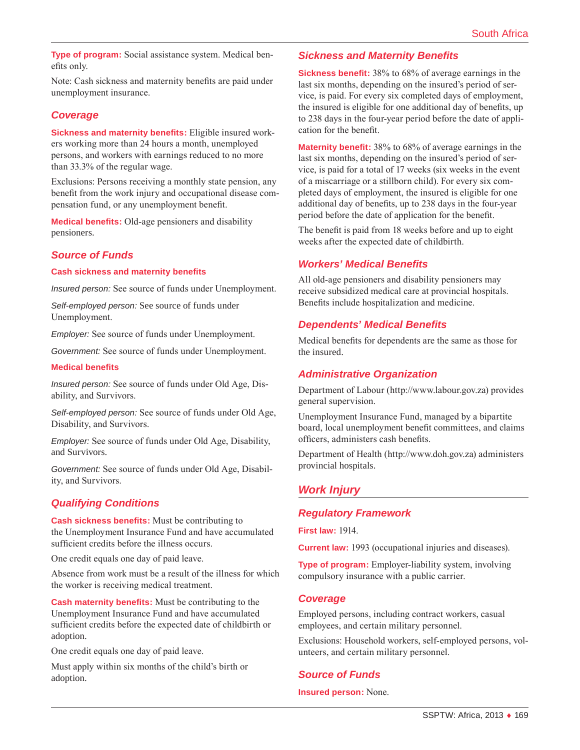**Type of program:** Social assistance system. Medical benefits only.

Note: Cash sickness and maternity benefits are paid under unemployment insurance.

### Coverage

**Sickness and maternity benefits:** Eligible insured workers working more than 24 hours a month, unemployed persons, and workers with earnings reduced to no more than 33.3% of the regular wage.

Exclusions: Persons receiving a monthly state pension, any benefit from the work injury and occupational disease compensation fund, or any unemployment benefit.

**Medical benefits:** Old-age pensioners and disability pensioners.

### Source of Funds

**Cash sickness and maternity benefits**

*Insured person:* See source of funds under Unemployment.

*Self-employed person:* See source of funds under Unemployment.

*Employer:* See source of funds under Unemployment.

*Government:* See source of funds under Unemployment.

**Medical benefits**

*Insured person:* See source of funds under Old Age, Disability, and Survivors.

*Self-employed person:* See source of funds under Old Age, Disability, and Survivors.

*Employer:* See source of funds under Old Age, Disability, and Survivors.

*Government:* See source of funds under Old Age, Disability, and Survivors.

### Qualifying Conditions

**Cash sickness benefits:** Must be contributing to the Unemployment Insurance Fund and have accumulated sufficient credits before the illness occurs.

One credit equals one day of paid leave.

Absence from work must be a result of the illness for which the worker is receiving medical treatment.

**Cash maternity benefits:** Must be contributing to the Unemployment Insurance Fund and have accumulated sufficient credits before the expected date of childbirth or adoption.

One credit equals one day of paid leave.

Must apply within six months of the child's birth or adoption.

### Sickness and Maternity Benefits

**Sickness benefit:** 38% to 68% of average earnings in the last six months, depending on the insured's period of service, is paid. For every six completed days of employment, the insured is eligible for one additional day of benefits, up to 238 days in the four-year period before the date of application for the benefit.

**Maternity benefit:** 38% to 68% of average earnings in the last six months, depending on the insured's period of service, is paid for a total of 17 weeks (six weeks in the event of a miscarriage or a stillborn child). For every six completed days of employment, the insured is eligible for one additional day of benefits, up to 238 days in the four-year period before the date of application for the benefit.

The benefit is paid from 18 weeks before and up to eight weeks after the expected date of childbirth.

### Workers' Medical Benefits

All old-age pensioners and disability pensioners may receive subsidized medical care at provincial hospitals. Benefits include hospitalization and medicine.

### Dependents' Medical Benefits

Medical benefits for dependents are the same as those for the insured.

### Administrative Organization

Department of Labour (http://www.labour.gov.za) provides general supervision.

Unemployment Insurance Fund, managed by a bipartite board, local unemployment benefit committees, and claims officers, administers cash benefits.

Department of Health (http://www.doh.gov.za) administers provincial hospitals.

## Work Injury

### Regulatory Framework

**First law:** 1914.

**Current law:** 1993 (occupational injuries and diseases).

**Type of program:** Employer-liability system, involving compulsory insurance with a public carrier.

### Coverage

Employed persons, including contract workers, casual employees, and certain military personnel.

Exclusions: Household workers, self-employed persons, volunteers, and certain military personnel.

### Source of Funds

**Insured person:** None.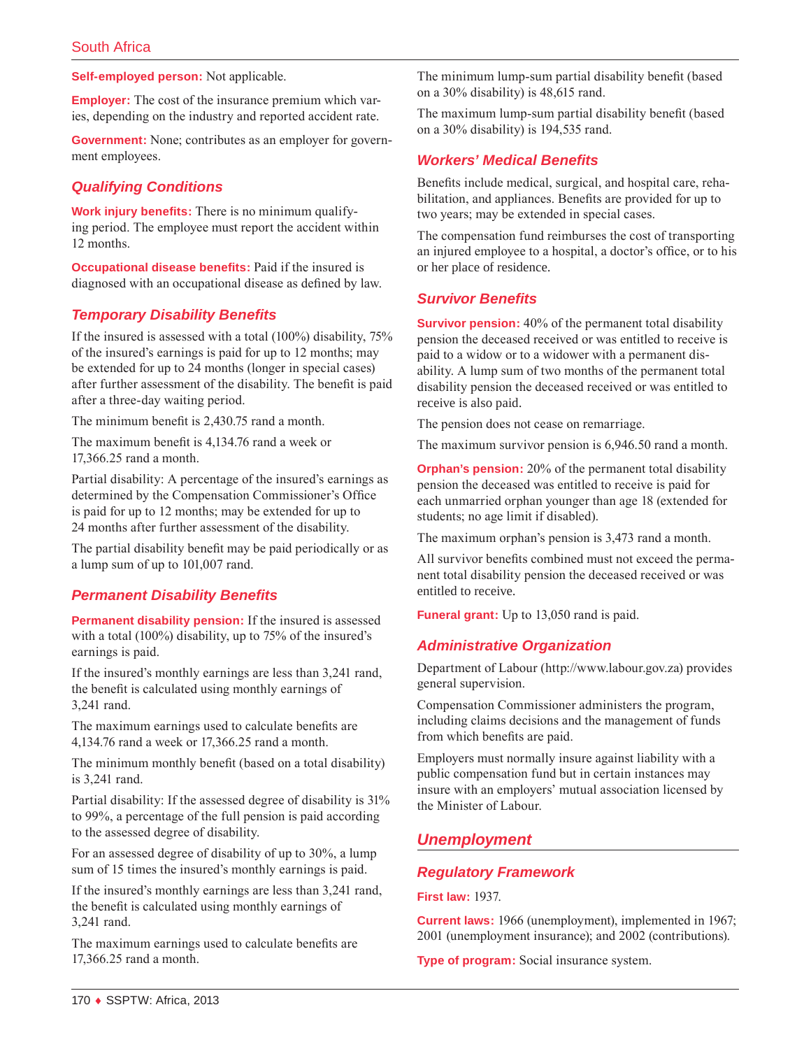**Self-employed person:** Not applicable.

**Employer:** The cost of the insurance premium which varies, depending on the industry and reported accident rate.

**Government:** None; contributes as an employer for government employees.

### Qualifying Conditions

**Work injury benefits:** There is no minimum qualifying period. The employee must report the accident within 12 months.

**Occupational disease benefits:** Paid if the insured is diagnosed with an occupational disease as defined by law.

### Temporary Disability Benefits

If the insured is assessed with a total (100%) disability, 75% of the insured's earnings is paid for up to 12 months; may be extended for up to 24 months (longer in special cases) after further assessment of the disability. The benefit is paid after a three-day waiting period.

The minimum benefit is 2,430.75 rand a month.

The maximum benefit is 4,134.76 rand a week or 17,366.25 rand a month.

Partial disability: A percentage of the insured's earnings as determined by the Compensation Commissioner's Office is paid for up to 12 months; may be extended for up to 24 months after further assessment of the disability.

The partial disability benefit may be paid periodically or as a lump sum of up to 101,007 rand.

### Permanent Disability Benefits

**Permanent disability pension:** If the insured is assessed with a total (100%) disability, up to 75% of the insured's earnings is paid.

If the insured's monthly earnings are less than 3,241 rand, the benefit is calculated using monthly earnings of 3,241 rand.

The maximum earnings used to calculate benefits are 4,134.76 rand a week or 17,366.25 rand a month.

The minimum monthly benefit (based on a total disability) is 3,241 rand.

Partial disability: If the assessed degree of disability is 31% to 99%, a percentage of the full pension is paid according to the assessed degree of disability.

For an assessed degree of disability of up to 30%, a lump sum of 15 times the insured's monthly earnings is paid.

If the insured's monthly earnings are less than 3,241 rand, the benefit is calculated using monthly earnings of 3,241 rand.

The maximum earnings used to calculate benefits are 17,366.25 rand a month.

The minimum lump-sum partial disability benefit (based on a 30% disability) is 48,615 rand.

The maximum lump-sum partial disability benefit (based on a 30% disability) is 194,535 rand.

### Workers' Medical Benefits

Benefits include medical, surgical, and hospital care, rehabilitation, and appliances. Benefits are provided for up to two years; may be extended in special cases.

The compensation fund reimburses the cost of transporting an injured employee to a hospital, a doctor's office, or to his or her place of residence.

### Survivor Benefits

**Survivor pension:** 40% of the permanent total disability pension the deceased received or was entitled to receive is paid to a widow or to a widower with a permanent disability. A lump sum of two months of the permanent total disability pension the deceased received or was entitled to receive is also paid.

The pension does not cease on remarriage.

The maximum survivor pension is 6,946.50 rand a month.

**Orphan's pension:** 20% of the permanent total disability pension the deceased was entitled to receive is paid for each unmarried orphan younger than age 18 (extended for students; no age limit if disabled).

The maximum orphan's pension is 3,473 rand a month.

All survivor benefits combined must not exceed the permanent total disability pension the deceased received or was entitled to receive.

**Funeral grant:** Up to 13,050 rand is paid.

### Administrative Organization

Department of Labour (http://www.labour.gov.za) provides general supervision.

Compensation Commissioner administers the program, including claims decisions and the management of funds from which benefits are paid.

Employers must normally insure against liability with a public compensation fund but in certain instances may insure with an employers' mutual association licensed by the Minister of Labour.

## Unemployment

### Regulatory Framework

**First law:** 1937.

**Current laws:** 1966 (unemployment), implemented in 1967; 2001 (unemployment insurance); and 2002 (contributions).

**Type of program:** Social insurance system.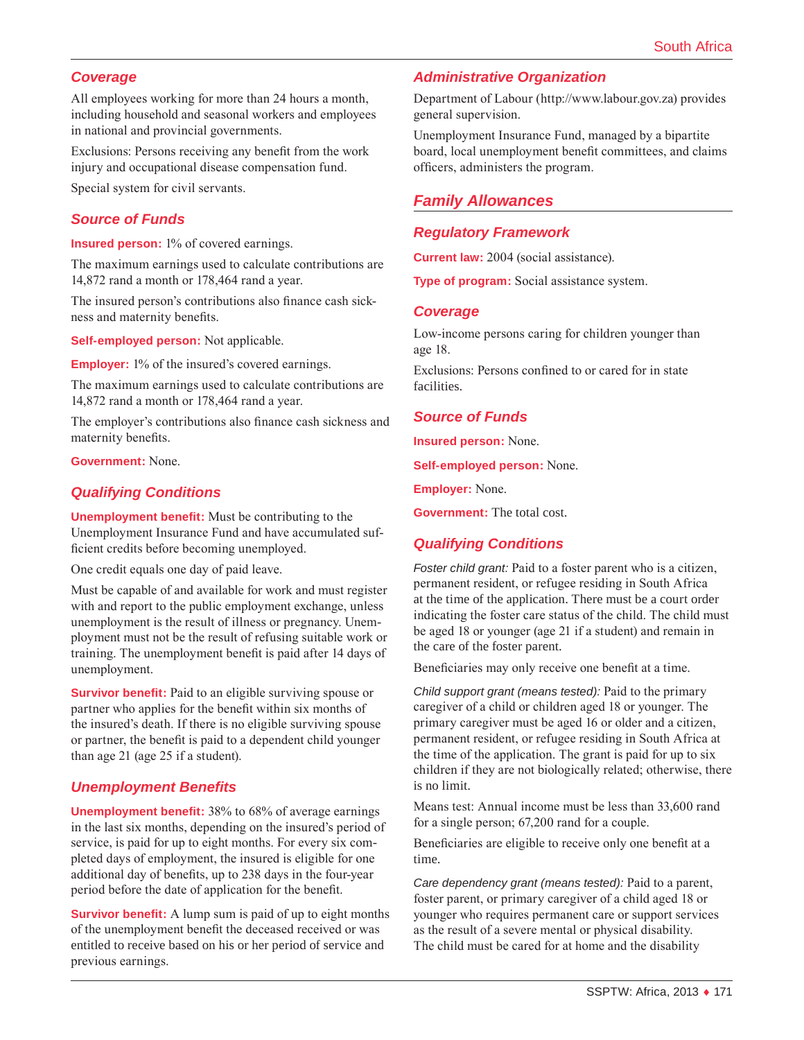### Coverage

All employees working for more than 24 hours a month, including household and seasonal workers and employees in national and provincial governments.

Exclusions: Persons receiving any benefit from the work injury and occupational disease compensation fund.

Special system for civil servants.

### Source of Funds

**Insured person:** 1% of covered earnings.

The maximum earnings used to calculate contributions are 14,872 rand a month or 178,464 rand a year.

The insured person's contributions also finance cash sickness and maternity benefits.

**Self-employed person:** Not applicable.

**Employer:** 1% of the insured's covered earnings.

The maximum earnings used to calculate contributions are 14,872 rand a month or 178,464 rand a year.

The employer's contributions also finance cash sickness and maternity benefits.

**Government:** None.

### Qualifying Conditions

**Unemployment benefit:** Must be contributing to the Unemployment Insurance Fund and have accumulated sufficient credits before becoming unemployed.

One credit equals one day of paid leave.

Must be capable of and available for work and must register with and report to the public employment exchange, unless unemployment is the result of illness or pregnancy. Unemployment must not be the result of refusing suitable work or training. The unemployment benefit is paid after 14 days of unemployment.

**Survivor benefit:** Paid to an eligible surviving spouse or partner who applies for the benefit within six months of the insured's death. If there is no eligible surviving spouse or partner, the benefit is paid to a dependent child younger than age 21 (age 25 if a student).

### Unemployment Benefits

**Unemployment benefit:** 38% to 68% of average earnings in the last six months, depending on the insured's period of service, is paid for up to eight months. For every six completed days of employment, the insured is eligible for one additional day of benefits, up to 238 days in the four-year period before the date of application for the benefit.

**Survivor benefit:** A lump sum is paid of up to eight months of the unemployment benefit the deceased received or was entitled to receive based on his or her period of service and previous earnings.

### Administrative Organization

Department of Labour (http://www.labour.gov.za) provides general supervision.

Unemployment Insurance Fund, managed by a bipartite board, local unemployment benefit committees, and claims officers, administers the program.

## Family Allowances

### Regulatory Framework

**Current law:** 2004 (social assistance).

**Type of program:** Social assistance system.

### Coverage

Low-income persons caring for children younger than age 18.

Exclusions: Persons confined to or cared for in state facilities.

### Source of Funds

**Insured person:** None.

**Self-employed person:** None.

**Employer:** None.

**Government:** The total cost.

### Qualifying Conditions

*Foster child grant:* Paid to a foster parent who is a citizen, permanent resident, or refugee residing in South Africa at the time of the application. There must be a court order indicating the foster care status of the child. The child must be aged 18 or younger (age 21 if a student) and remain in the care of the foster parent.

Beneficiaries may only receive one benefit at a time.

*Child support grant (means tested):* Paid to the primary caregiver of a child or children aged 18 or younger. The primary caregiver must be aged 16 or older and a citizen, permanent resident, or refugee residing in South Africa at the time of the application. The grant is paid for up to six children if they are not biologically related; otherwise, there is no limit.

Means test: Annual income must be less than 33,600 rand for a single person; 67,200 rand for a couple.

Beneficiaries are eligible to receive only one benefit at a time.

*Care dependency grant (means tested):* Paid to a parent, foster parent, or primary caregiver of a child aged 18 or younger who requires permanent care or support services as the result of a severe mental or physical disability. The child must be cared for at home and the disability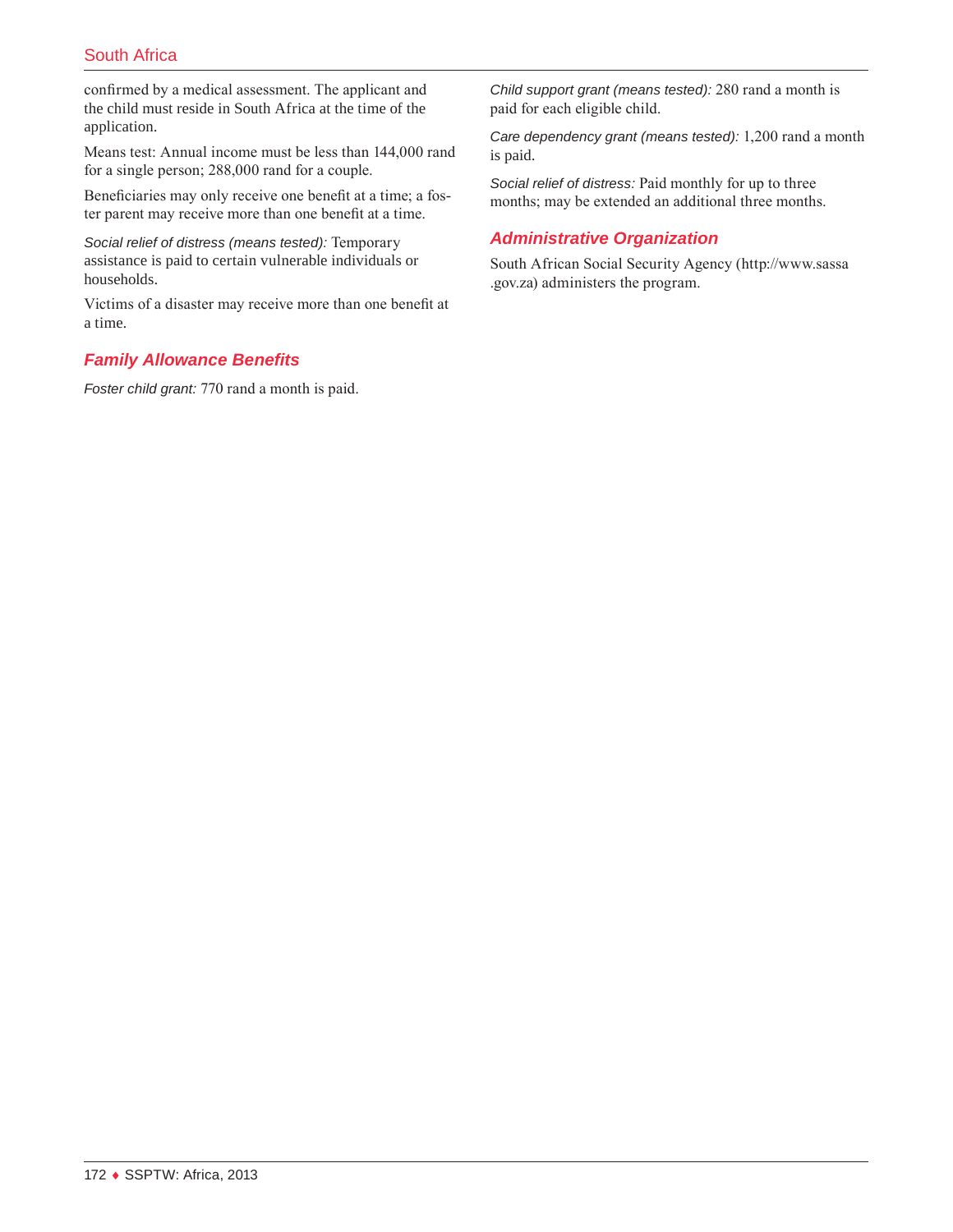confirmed by a medical assessment. The applicant and the child must reside in South Africa at the time of the application.

Means test: Annual income must be less than 144,000 rand for a single person; 288,000 rand for a couple.

Beneficiaries may only receive one benefit at a time; a foster parent may receive more than one benefit at a time.

*Social relief of distress (means tested):* Temporary assistance is paid to certain vulnerable individuals or households.

Victims of a disaster may receive more than one benefit at a time.

## Family Allowance Benefits

*Foster child grant:* 770 rand a month is paid.

*Child support grant (means tested):* 280 rand a month is paid for each eligible child.

*Care dependency grant (means tested):* 1,200 rand a month is paid.

*Social relief of distress:* Paid monthly for up to three months; may be extended an additional three months.

## Administrative Organization

South African Social Security Agency (http://www.sassa.gov.za) administers the program.